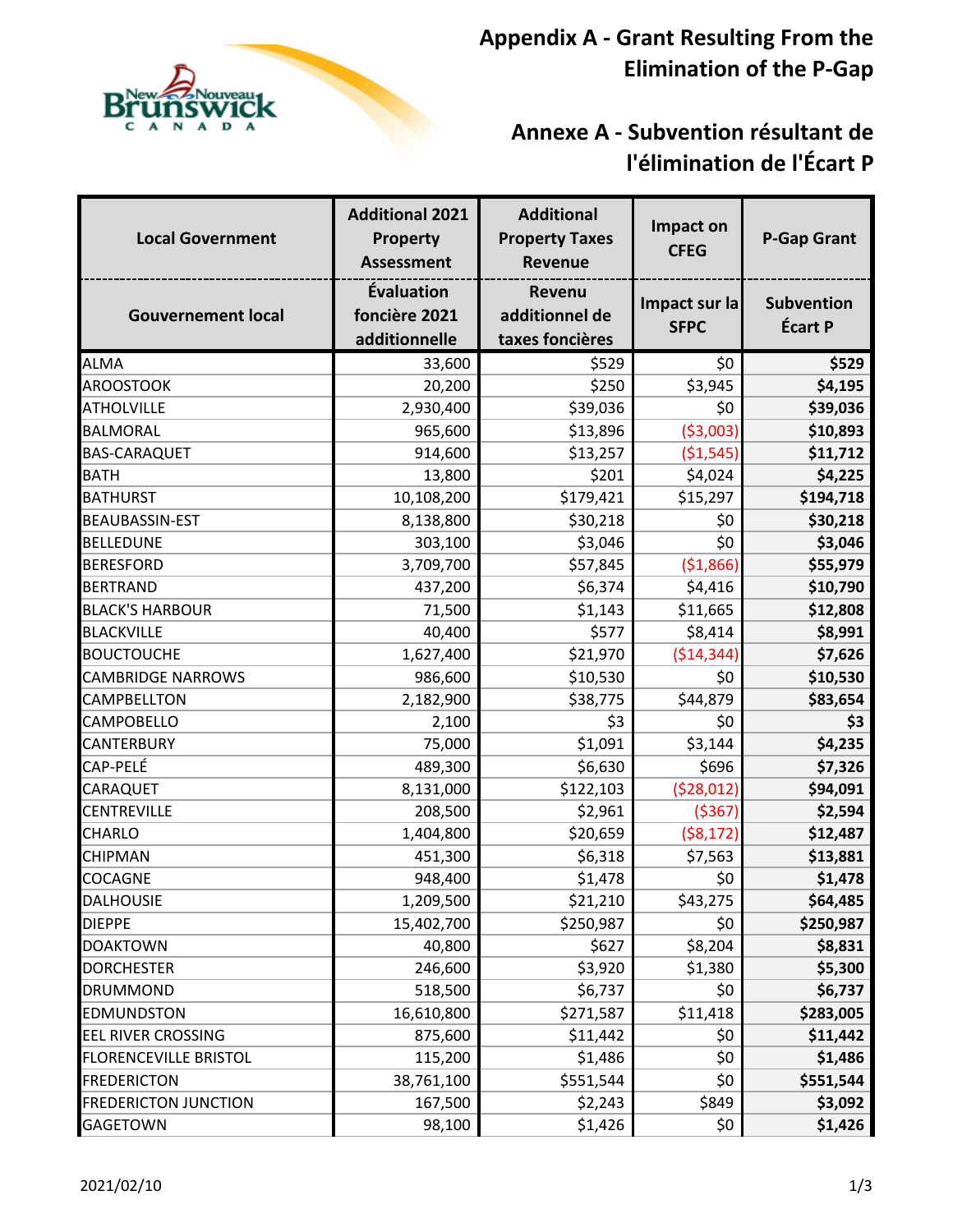# Appendix A - Grant Resulting From the Elimination of the P-Gap

# Annexe A - Subvention résultant de l'élimination de l'Écart P

| Local Government / Gouvernement local | Additional 2021 Property Assessment / Évaluation foncière 2021 additionnelle | Additional Property Taxes Revenue / Revenu additionnel de taxes foncières | Impact on CFEG / Impact sur la SFPC | P-Gap Grant / Subvention Écart P |
|---|---|---|---|---|
| ALMA | 33,600 | $529 | $0 | **$529** |
| AROOSTOOK | 20,200 | $250 | $3,945 | **$4,195** |
| ATHOLVILLE | 2,930,400 | $39,036 | $0 | **$39,036** |
| BALMORAL | 965,600 | $13,896 | ($3,003) | **$10,893** |
| BAS-CARAQUET | 914,600 | $13,257 | ($1,545) | **$11,712** |
| BATH | 13,800 | $201 | $4,024 | **$4,225** |
| BATHURST | 10,108,200 | $179,421 | $15,297 | **$194,718** |
| BEAUBASSIN-EST | 8,138,800 | $30,218 | $0 | **$30,218** |
| BELLEDUNE | 303,100 | $3,046 | $0 | **$3,046** |
| BERESFORD | 3,709,700 | $57,845 | ($1,866) | **$55,979** |
| BERTRAND | 437,200 | $6,374 | $4,416 | **$10,790** |
| BLACK'S HARBOUR | 71,500 | $1,143 | $11,665 | **$12,808** |
| BLACKVILLE | 40,400 | $577 | $8,414 | **$8,991** |
| BOUCTOUCHE | 1,627,400 | $21,970 | ($14,344) | **$7,626** |
| CAMBRIDGE NARROWS | 986,600 | $10,530 | $0 | **$10,530** |
| CAMPBELLTON | 2,182,900 | $38,775 | $44,879 | **$83,654** |
| CAMPOBELLO | 2,100 | $3 | $0 | **$3** |
| CANTERBURY | 75,000 | $1,091 | $3,144 | **$4,235** |
| CAP-PELÉ | 489,300 | $6,630 | $696 | **$7,326** |
| CARAQUET | 8,131,000 | $122,103 | ($28,012) | **$94,091** |
| CENTREVILLE | 208,500 | $2,961 | ($367) | **$2,594** |
| CHARLO | 1,404,800 | $20,659 | ($8,172) | **$12,487** |
| CHIPMAN | 451,300 | $6,318 | $7,563 | **$13,881** |
| COCAGNE | 948,400 | $1,478 | $0 | **$1,478** |
| DALHOUSIE | 1,209,500 | $21,210 | $43,275 | **$64,485** |
| DIEPPE | 15,402,700 | $250,987 | $0 | **$250,987** |
| DOAKTOWN | 40,800 | $627 | $8,204 | **$8,831** |
| DORCHESTER | 246,600 | $3,920 | $1,380 | **$5,300** |
| DRUMMOND | 518,500 | $6,737 | $0 | **$6,737** |
| EDMUNDSTON | 16,610,800 | $271,587 | $11,418 | **$283,005** |
| EEL RIVER CROSSING | 875,600 | $11,442 | $0 | **$11,442** |
| FLORENCEVILLE BRISTOL | 115,200 | $1,486 | $0 | **$1,486** |
| FREDERICTON | 38,761,100 | $551,544 | $0 | **$551,544** |
| FREDERICTON JUNCTION | 167,500 | $2,243 | $849 | **$3,092** |
| GAGETOWN | 98,100 | $1,426 | $0 | **$1,426** |

2021/02/10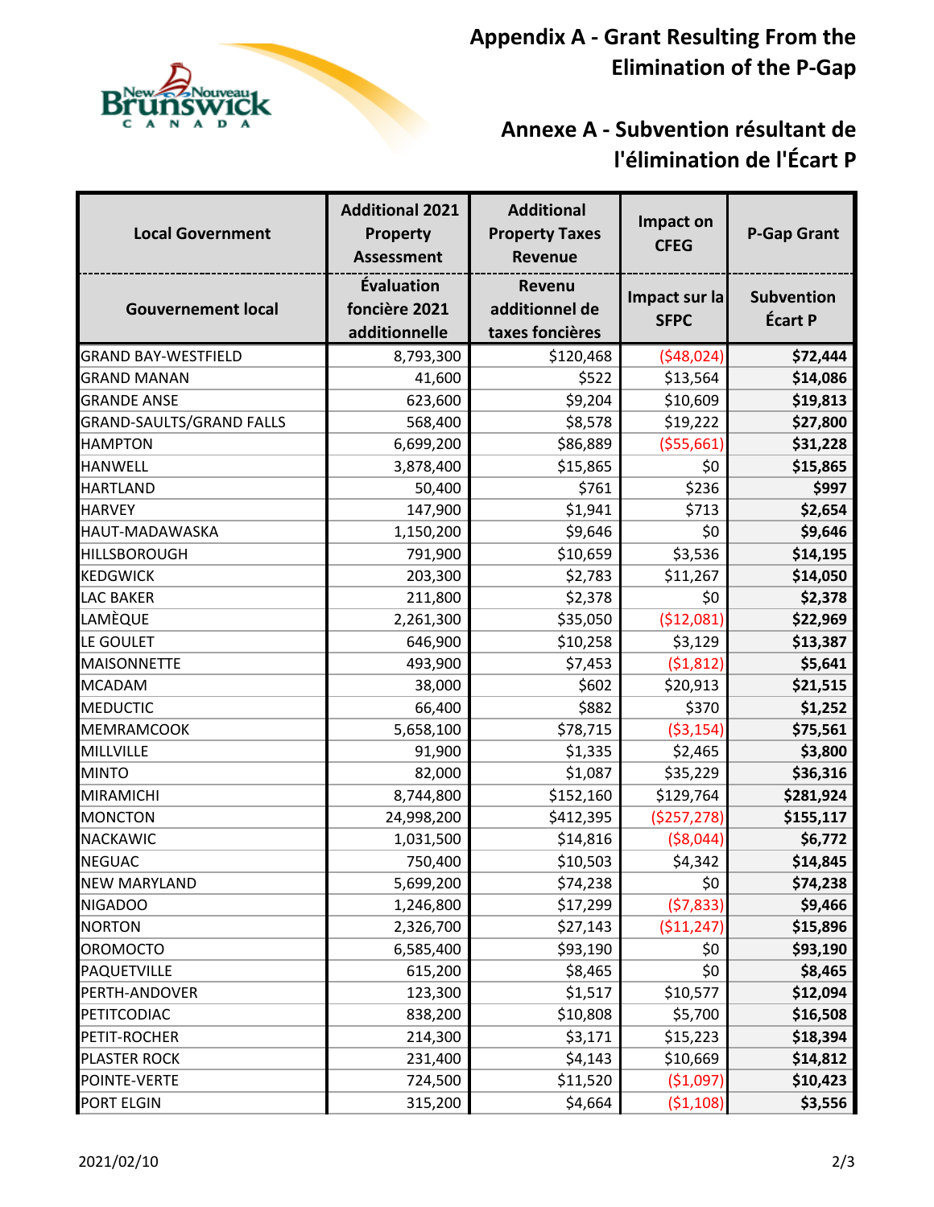# Appendix A - Grant Resulting From the Elimination of the P-Gap

# Annexe A - Subvention résultant de l'élimination de l'Écart P

| Local Government / Gouvernement local | Additional 2021 Property Assessment / Évaluation foncière 2021 additionnelle | Additional Property Taxes Revenue / Revenu additionnel de taxes foncières | Impact on CFEG / Impact sur la SFPC | P-Gap Grant / Subvention Écart P |
|---|---|---|---|---|
| GRAND BAY-WESTFIELD | 8,793,300 | $120,468 | ($48,024) | **$72,444** |
| GRAND MANAN | 41,600 | $522 | $13,564 | **$14,086** |
| GRANDE ANSE | 623,600 | $9,204 | $10,609 | **$19,813** |
| GRAND-SAULTS/GRAND FALLS | 568,400 | $8,578 | $19,222 | **$27,800** |
| HAMPTON | 6,699,200 | $86,889 | ($55,661) | **$31,228** |
| HANWELL | 3,878,400 | $15,865 | $0 | **$15,865** |
| HARTLAND | 50,400 | $761 | $236 | **$997** |
| HARVEY | 147,900 | $1,941 | $713 | **$2,654** |
| HAUT-MADAWASKA | 1,150,200 | $9,646 | $0 | **$9,646** |
| HILLSBOROUGH | 791,900 | $10,659 | $3,536 | **$14,195** |
| KEDGWICK | 203,300 | $2,783 | $11,267 | **$14,050** |
| LAC BAKER | 211,800 | $2,378 | $0 | **$2,378** |
| LAMÈQUE | 2,261,300 | $35,050 | ($12,081) | **$22,969** |
| LE GOULET | 646,900 | $10,258 | $3,129 | **$13,387** |
| MAISONNETTE | 493,900 | $7,453 | ($1,812) | **$5,641** |
| MCADAM | 38,000 | $602 | $20,913 | **$21,515** |
| MEDUCTIC | 66,400 | $882 | $370 | **$1,252** |
| MEMRAMCOOK | 5,658,100 | $78,715 | ($3,154) | **$75,561** |
| MILLVILLE | 91,900 | $1,335 | $2,465 | **$3,800** |
| MINTO | 82,000 | $1,087 | $35,229 | **$36,316** |
| MIRAMICHI | 8,744,800 | $152,160 | $129,764 | **$281,924** |
| MONCTON | 24,998,200 | $412,395 | ($257,278) | **$155,117** |
| NACKAWIC | 1,031,500 | $14,816 | ($8,044) | **$6,772** |
| NEGUAC | 750,400 | $10,503 | $4,342 | **$14,845** |
| NEW MARYLAND | 5,699,200 | $74,238 | $0 | **$74,238** |
| NIGADOO | 1,246,800 | $17,299 | ($7,833) | **$9,466** |
| NORTON | 2,326,700 | $27,143 | ($11,247) | **$15,896** |
| OROMOCTO | 6,585,400 | $93,190 | $0 | **$93,190** |
| PAQUETVILLE | 615,200 | $8,465 | $0 | **$8,465** |
| PERTH-ANDOVER | 123,300 | $1,517 | $10,577 | **$12,094** |
| PETITCODIAC | 838,200 | $10,808 | $5,700 | **$16,508** |
| PETIT-ROCHER | 214,300 | $3,171 | $15,223 | **$18,394** |
| PLASTER ROCK | 231,400 | $4,143 | $10,669 | **$14,812** |
| POINTE-VERTE | 724,500 | $11,520 | ($1,097) | **$10,423** |
| PORT ELGIN | 315,200 | $4,664 | ($1,108) | **$3,556** |

2021/02/10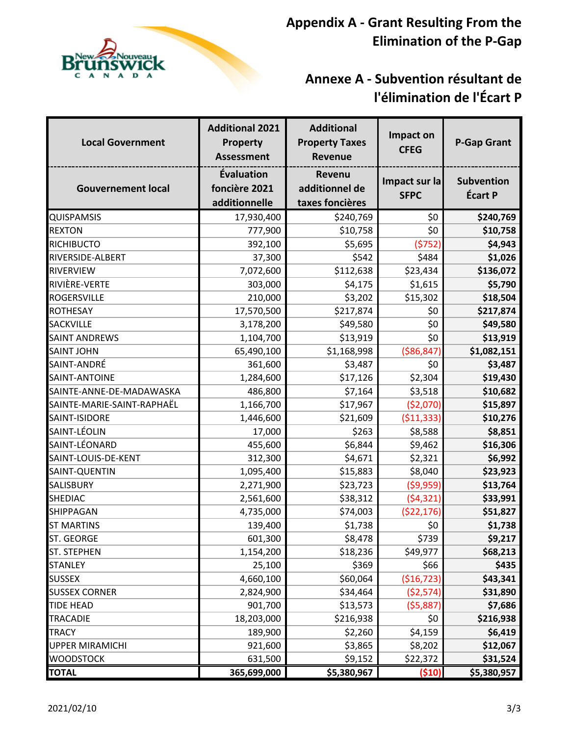# Appendix A - Grant Resulting From the Elimination of the P-Gap

# Annexe A - Subvention résultant de l'élimination de l'Écart P

| Local Government / Gouvernement local | Additional 2021 Property Assessment / Évaluation foncière 2021 additionnelle | Additional Property Taxes Revenue / Revenu additionnel de taxes foncières | Impact on CFEG / Impact sur la SFPC | P-Gap Grant / Subvention Écart P |
|---|---|---|---|---|
| QUISPAMSIS | 17,930,400 | $240,769 | $0 | **$240,769** |
| REXTON | 777,900 | $10,758 | $0 | **$10,758** |
| RICHIBUCTO | 392,100 | $5,695 | ($752) | **$4,943** |
| RIVERSIDE-ALBERT | 37,300 | $542 | $484 | **$1,026** |
| RIVERVIEW | 7,072,600 | $112,638 | $23,434 | **$136,072** |
| RIVIÈRE-VERTE | 303,000 | $4,175 | $1,615 | **$5,790** |
| ROGERSVILLE | 210,000 | $3,202 | $15,302 | **$18,504** |
| ROTHESAY | 17,570,500 | $217,874 | $0 | **$217,874** |
| SACKVILLE | 3,178,200 | $49,580 | $0 | **$49,580** |
| SAINT ANDREWS | 1,104,700 | $13,919 | $0 | **$13,919** |
| SAINT JOHN | 65,490,100 | $1,168,998 | ($86,847) | **$1,082,151** |
| SAINT-ANDRÉ | 361,600 | $3,487 | $0 | **$3,487** |
| SAINT-ANTOINE | 1,284,600 | $17,126 | $2,304 | **$19,430** |
| SAINTE-ANNE-DE-MADAWASKA | 486,800 | $7,164 | $3,518 | **$10,682** |
| SAINTE-MARIE-SAINT-RAPHAËL | 1,166,700 | $17,967 | ($2,070) | **$15,897** |
| SAINT-ISIDORE | 1,446,600 | $21,609 | ($11,333) | **$10,276** |
| SAINT-LÉOLIN | 17,000 | $263 | $8,588 | **$8,851** |
| SAINT-LÉONARD | 455,600 | $6,844 | $9,462 | **$16,306** |
| SAINT-LOUIS-DE-KENT | 312,300 | $4,671 | $2,321 | **$6,992** |
| SAINT-QUENTIN | 1,095,400 | $15,883 | $8,040 | **$23,923** |
| SALISBURY | 2,271,900 | $23,723 | ($9,959) | **$13,764** |
| SHEDIAC | 2,561,600 | $38,312 | ($4,321) | **$33,991** |
| SHIPPAGAN | 4,735,000 | $74,003 | ($22,176) | **$51,827** |
| ST MARTINS | 139,400 | $1,738 | $0 | **$1,738** |
| ST. GEORGE | 601,300 | $8,478 | $739 | **$9,217** |
| ST. STEPHEN | 1,154,200 | $18,236 | $49,977 | **$68,213** |
| STANLEY | 25,100 | $369 | $66 | **$435** |
| SUSSEX | 4,660,100 | $60,064 | ($16,723) | **$43,341** |
| SUSSEX CORNER | 2,824,900 | $34,464 | ($2,574) | **$31,890** |
| TIDE HEAD | 901,700 | $13,573 | ($5,887) | **$7,686** |
| TRACADIE | 18,203,000 | $216,938 | $0 | **$216,938** |
| TRACY | 189,900 | $2,260 | $4,159 | **$6,419** |
| UPPER MIRAMICHI | 921,600 | $3,865 | $8,202 | **$12,067** |
| WOODSTOCK | 631,500 | $9,152 | $22,372 | **$31,524** |
| **TOTAL** | **365,699,000** | **$5,380,967** | **($10)** | **$5,380,957** |

2021/02/10